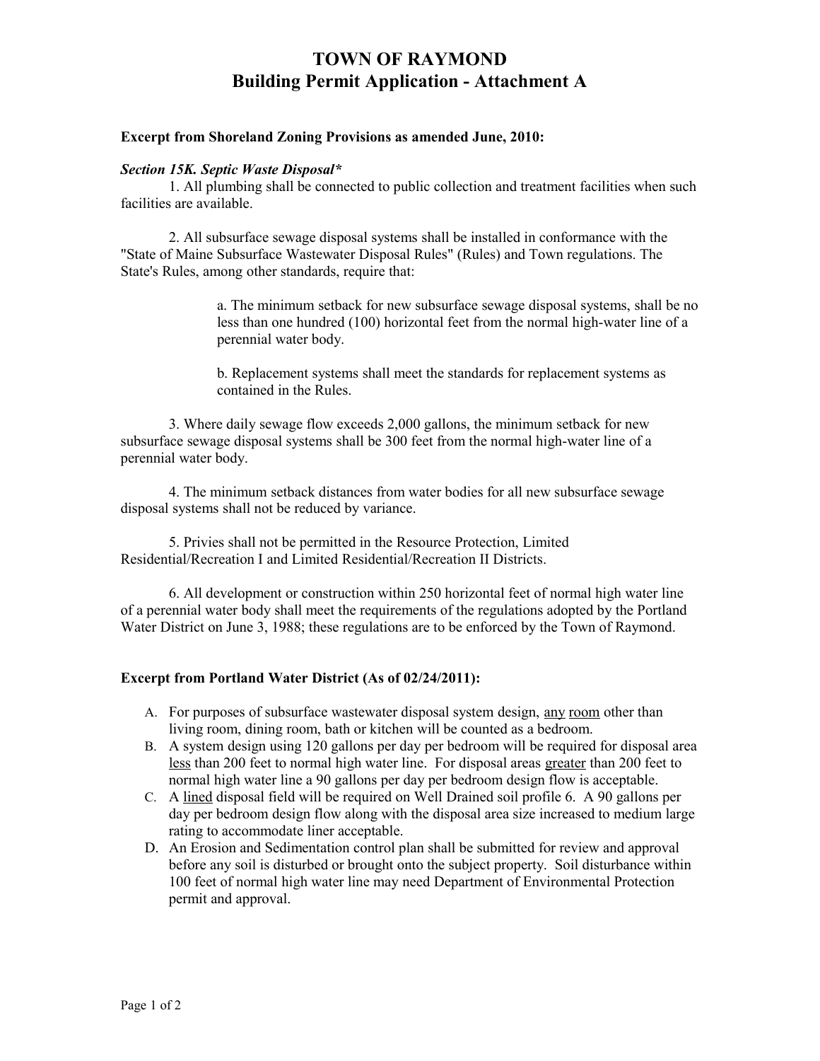# TOWN OF RAYMOND
# Building Permit Application - Attachment A

**Excerpt from Shoreland Zoning Provisions as amended June, 2010:**

***Section 15K. Septic Waste Disposal****

1. All plumbing shall be connected to public collection and treatment facilities when such facilities are available.

2. All subsurface sewage disposal systems shall be installed in conformance with the "State of Maine Subsurface Wastewater Disposal Rules" (Rules) and Town regulations. The State's Rules, among other standards, require that:

   a. The minimum setback for new subsurface sewage disposal systems, shall be no less than one hundred (100) horizontal feet from the normal high-water line of a perennial water body.

   b. Replacement systems shall meet the standards for replacement systems as contained in the Rules.

3. Where daily sewage flow exceeds 2,000 gallons, the minimum setback for new subsurface sewage disposal systems shall be 300 feet from the normal high-water line of a perennial water body.

4. The minimum setback distances from water bodies for all new subsurface sewage disposal systems shall not be reduced by variance.

5. Privies shall not be permitted in the Resource Protection, Limited Residential/Recreation I and Limited Residential/Recreation II Districts.

6. All development or construction within 250 horizontal feet of normal high water line of a perennial water body shall meet the requirements of the regulations adopted by the Portland Water District on June 3, 1988; these regulations are to be enforced by the Town of Raymond.

**Excerpt from Portland Water District (As of 02/24/2011):**

A. For purposes of subsurface wastewater disposal system design, <u>any</u> <u>room</u> other than living room, dining room, bath or kitchen will be counted as a bedroom.
B. A system design using 120 gallons per day per bedroom will be required for disposal area <u>less</u> than 200 feet to normal high water line. For disposal areas <u>greater</u> than 200 feet to normal high water line a 90 gallons per day per bedroom design flow is acceptable.
C. A <u>lined</u> disposal field will be required on Well Drained soil profile 6. A 90 gallons per day per bedroom design flow along with the disposal area size increased to medium large rating to accommodate liner acceptable.
D. An Erosion and Sedimentation control plan shall be submitted for review and approval before any soil is disturbed or brought onto the subject property. Soil disturbance within 100 feet of normal high water line may need Department of Environmental Protection permit and approval.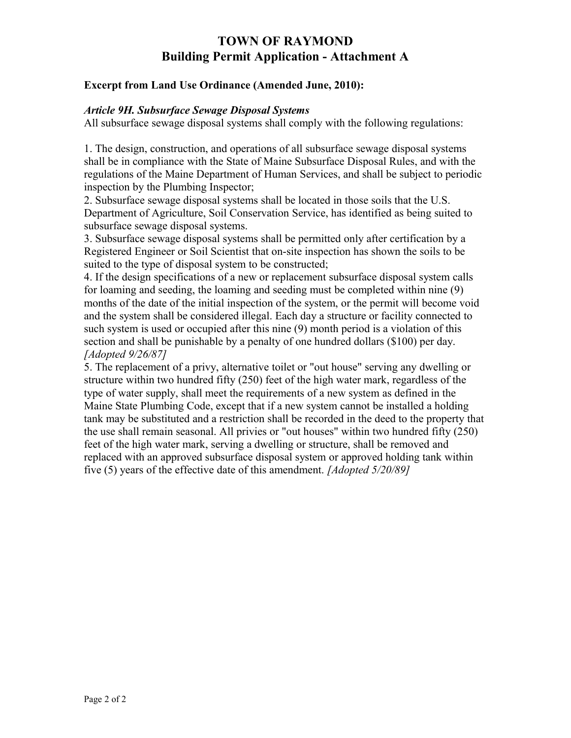# TOWN OF RAYMOND
## Building Permit Application - Attachment A

**Excerpt from Land Use Ordinance (Amended June, 2010):**

***Article 9H. Subsurface Sewage Disposal Systems***

All subsurface sewage disposal systems shall comply with the following regulations:

1. The design, construction, and operations of all subsurface sewage disposal systems shall be in compliance with the State of Maine Subsurface Disposal Rules, and with the regulations of the Maine Department of Human Services, and shall be subject to periodic inspection by the Plumbing Inspector;
2. Subsurface sewage disposal systems shall be located in those soils that the U.S. Department of Agriculture, Soil Conservation Service, has identified as being suited to subsurface sewage disposal systems.
3. Subsurface sewage disposal systems shall be permitted only after certification by a Registered Engineer or Soil Scientist that on-site inspection has shown the soils to be suited to the type of disposal system to be constructed;
4. If the design specifications of a new or replacement subsurface disposal system calls for loaming and seeding, the loaming and seeding must be completed within nine (9) months of the date of the initial inspection of the system, or the permit will become void and the system shall be considered illegal. Each day a structure or facility connected to such system is used or occupied after this nine (9) month period is a violation of this section and shall be punishable by a penalty of one hundred dollars ($100) per day. *[Adopted 9/26/87]*
5. The replacement of a privy, alternative toilet or "out house" serving any dwelling or structure within two hundred fifty (250) feet of the high water mark, regardless of the type of water supply, shall meet the requirements of a new system as defined in the Maine State Plumbing Code, except that if a new system cannot be installed a holding tank may be substituted and a restriction shall be recorded in the deed to the property that the use shall remain seasonal. All privies or "out houses" within two hundred fifty (250) feet of the high water mark, serving a dwelling or structure, shall be removed and replaced with an approved subsurface disposal system or approved holding tank within five (5) years of the effective date of this amendment. *[Adopted 5/20/89]*